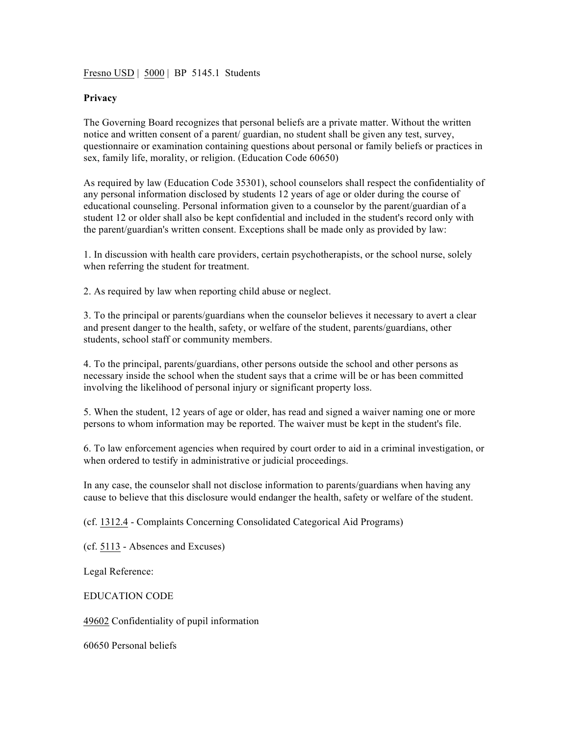Fresno USD | 5000 | BP 5145.1 Students

**Privacy**

The Governing Board recognizes that personal beliefs are a private matter. Without the written notice and written consent of a parent/ guardian, no student shall be given any test, survey, questionnaire or examination containing questions about personal or family beliefs or practices in sex, family life, morality, or religion. (Education Code 60650)

As required by law (Education Code 35301), school counselors shall respect the confidentiality of any personal information disclosed by students 12 years of age or older during the course of educational counseling. Personal information given to a counselor by the parent/guardian of a student 12 or older shall also be kept confidential and included in the student's record only with the parent/guardian's written consent. Exceptions shall be made only as provided by law:

1. In discussion with health care providers, certain psychotherapists, or the school nurse, solely when referring the student for treatment.

2. As required by law when reporting child abuse or neglect.

3. To the principal or parents/guardians when the counselor believes it necessary to avert a clear and present danger to the health, safety, or welfare of the student, parents/guardians, other students, school staff or community members.

4. To the principal, parents/guardians, other persons outside the school and other persons as necessary inside the school when the student says that a crime will be or has been committed involving the likelihood of personal injury or significant property loss.

5. When the student, 12 years of age or older, has read and signed a waiver naming one or more persons to whom information may be reported. The waiver must be kept in the student's file.

6. To law enforcement agencies when required by court order to aid in a criminal investigation, or when ordered to testify in administrative or judicial proceedings.

In any case, the counselor shall not disclose information to parents/guardians when having any cause to believe that this disclosure would endanger the health, safety or welfare of the student.

(cf. 1312.4 - Complaints Concerning Consolidated Categorical Aid Programs)

(cf. 5113 - Absences and Excuses)

Legal Reference:

EDUCATION CODE

49602 Confidentiality of pupil information

60650 Personal beliefs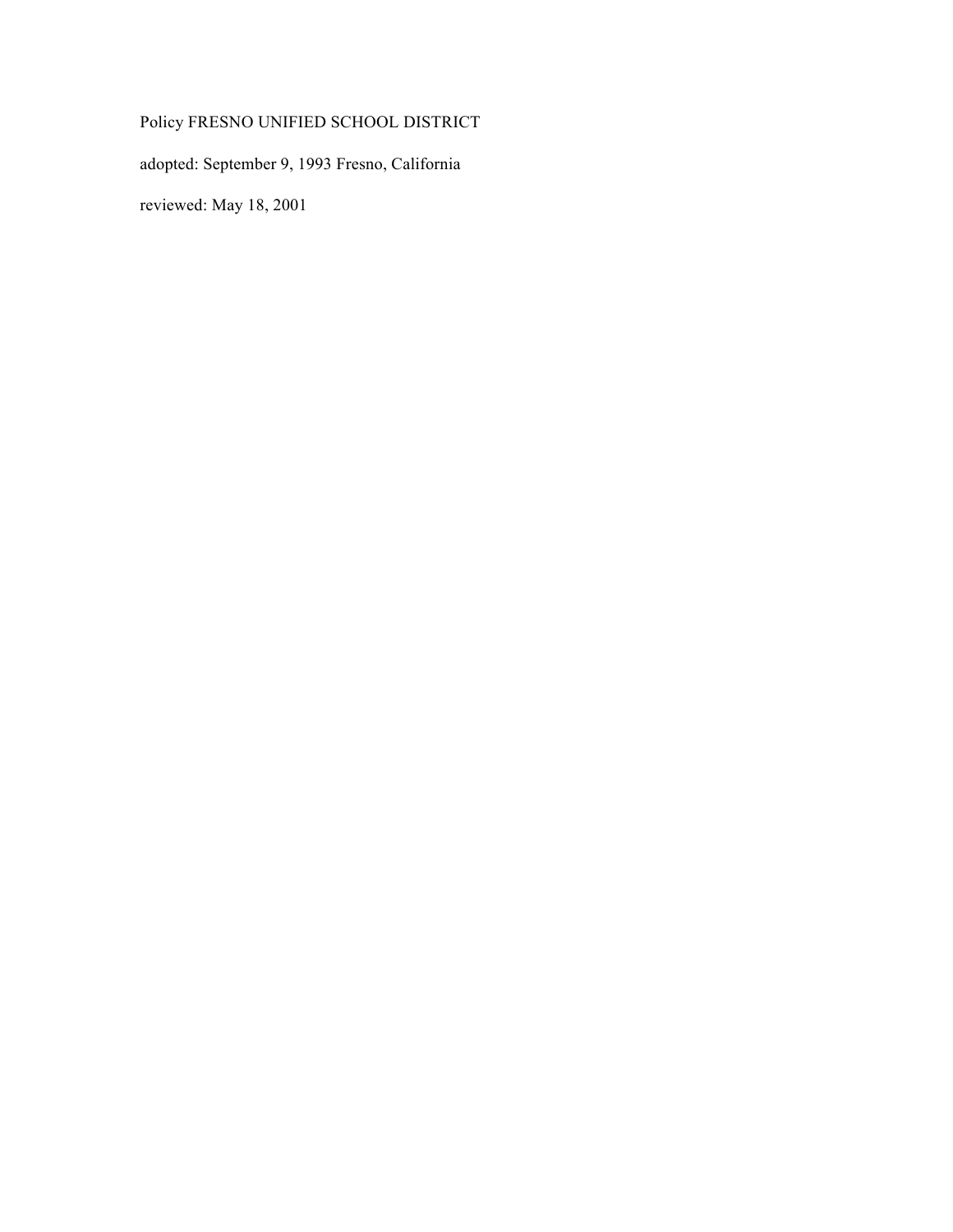Policy FRESNO UNIFIED SCHOOL DISTRICT

adopted: September 9, 1993 Fresno, California

reviewed: May 18, 2001